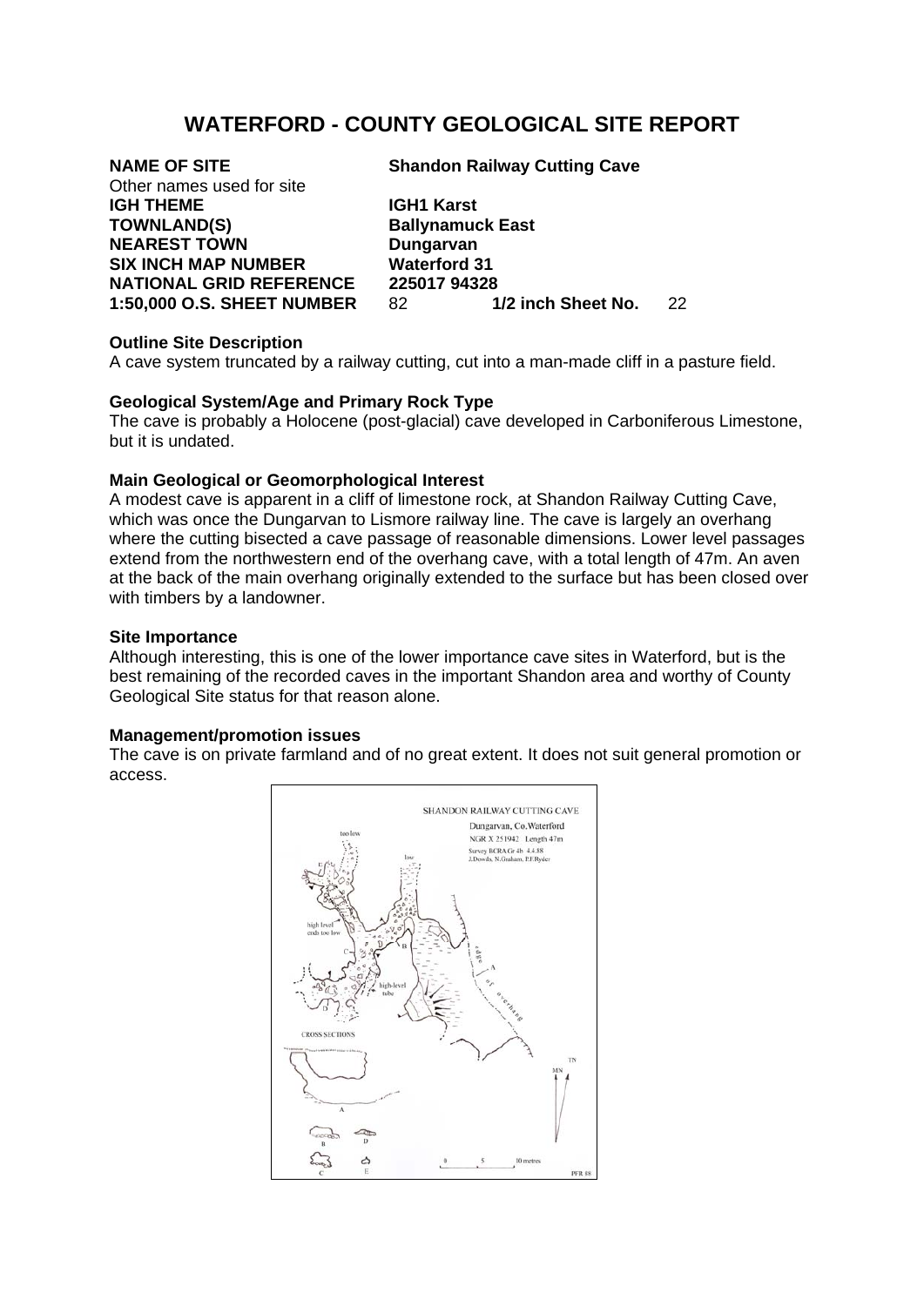# WATERFORD - COUNTY GEOLOGICAL SITE REPORT

| | | | |
|---|---|---|---|
| **NAME OF SITE** | **Shandon Railway Cutting Cave** | | |
| Other names used for site | | | |
| **IGH THEME** | **IGH1 Karst** | | |
| **TOWNLAND(S)** | **Ballynamuck East** | | |
| **NEAREST TOWN** | **Dungarvan** | | |
| **SIX INCH MAP NUMBER** | **Waterford 31** | | |
| **NATIONAL GRID REFERENCE** | **225017 94328** | | |
| **1:50,000 O.S. SHEET NUMBER** | 82 | **1/2 inch Sheet No.** | 22 |

**Outline Site Description**

A cave system truncated by a railway cutting, cut into a man-made cliff in a pasture field.

**Geological System/Age and Primary Rock Type**

The cave is probably a Holocene (post-glacial) cave developed in Carboniferous Limestone, but it is undated.

**Main Geological or Geomorphological Interest**

A modest cave is apparent in a cliff of limestone rock, at Shandon Railway Cutting Cave, which was once the Dungarvan to Lismore railway line. The cave is largely an overhang where the cutting bisected a cave passage of reasonable dimensions. Lower level passages extend from the northwestern end of the overhang cave, with a total length of 47m. An aven at the back of the main overhang originally extended to the surface but has been closed over with timbers by a landowner.

**Site Importance**

Although interesting, this is one of the lower importance cave sites in Waterford, but is the best remaining of the recorded caves in the important Shandon area and worthy of County Geological Site status for that reason alone.

**Management/promotion issues**

The cave is on private farmland and of no great extent. It does not suit general promotion or access.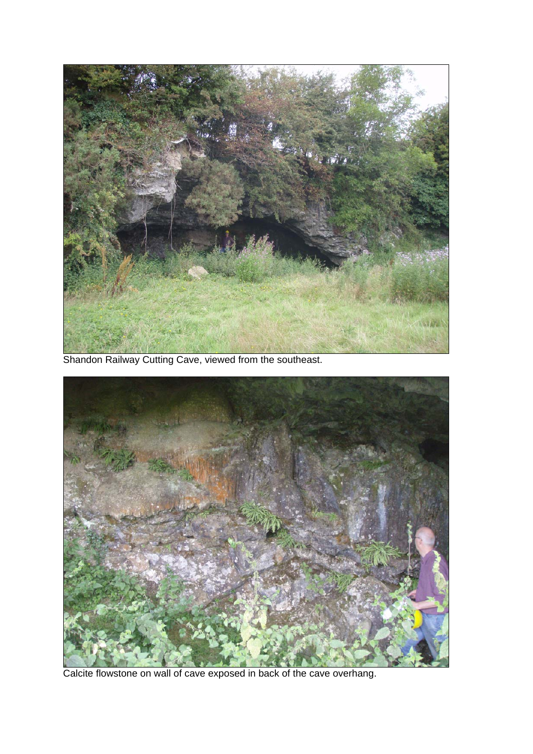Shandon Railway Cutting Cave, viewed from the southeast.

Calcite flowstone on wall of cave exposed in back of the cave overhang.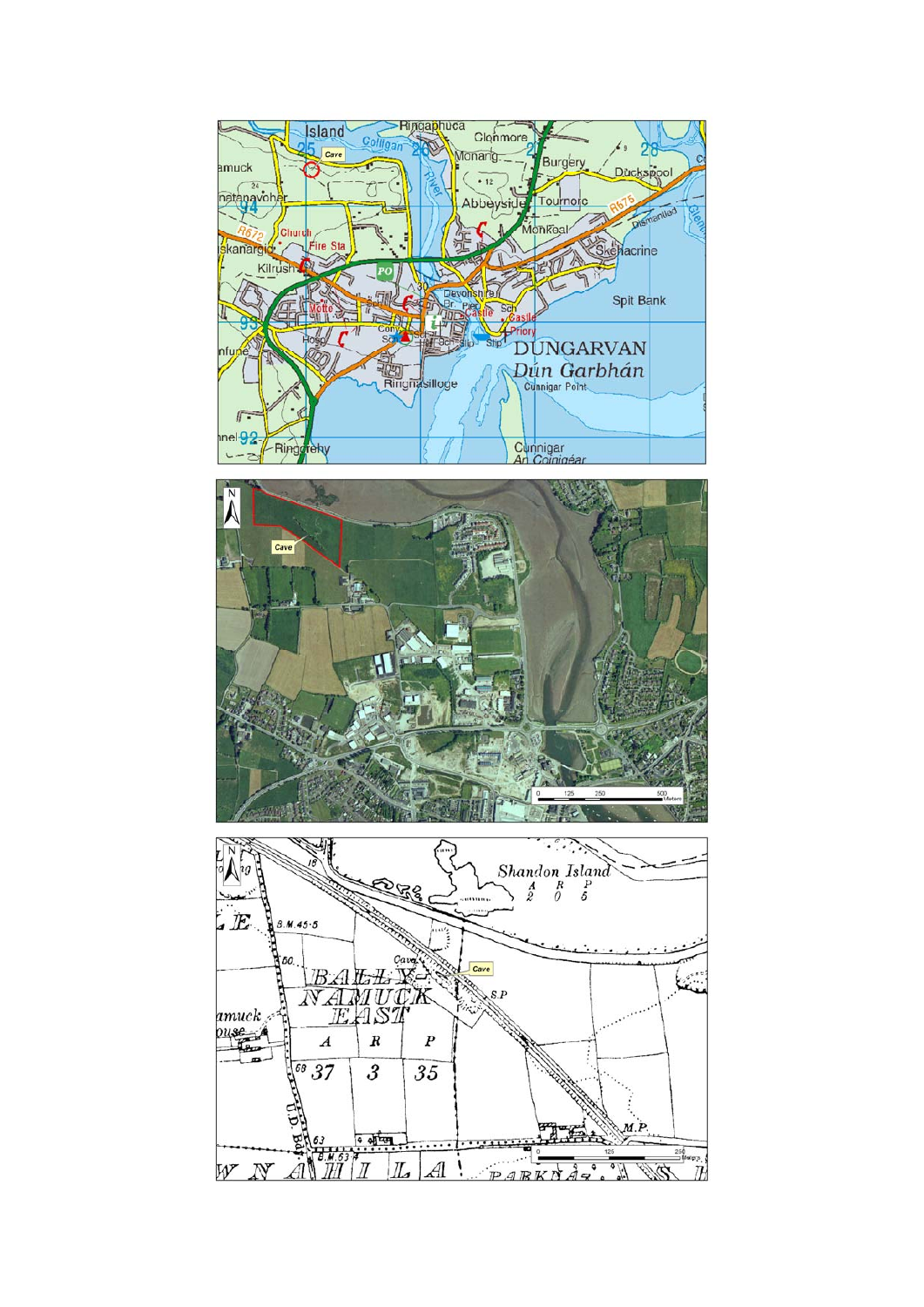Island
Ringaphuca
Clonmore
Colligan
Cave
25
26
27
28
amuck
Monang
Burgery
Duckspool
24
12
natanavoher
94
Abbeyside
Tournore
R675
River
Monkoal
Dismantled
Church
R672
Fire Sta
skanargid
Skehacrine
Kilrush
PO
30
Devonshire
Spit Bank
Br
Pier
Motte
Castle
Sch
Castle
93
Cany
Hosp
Sch
Priory
Slip
Slip
DUNGARVAN
Dún Garbhán
nfune
Ringnasilloge
Cunnigar Point
nnel 92
Ringgrehy
Cunnigar
An Coinigéar

N
Cave
0 125 250 500 Meters

N
Shandon Island
A R P
2 0 5
B.M.45·5
60
Cave
Cave
BALLY-NAMUCK EAST
S.P
amuck House
A R P
68 37 3 35
U.D.Bdy
63
B.M.63·4
M.P.
PARKNA
0 125 250 Metres